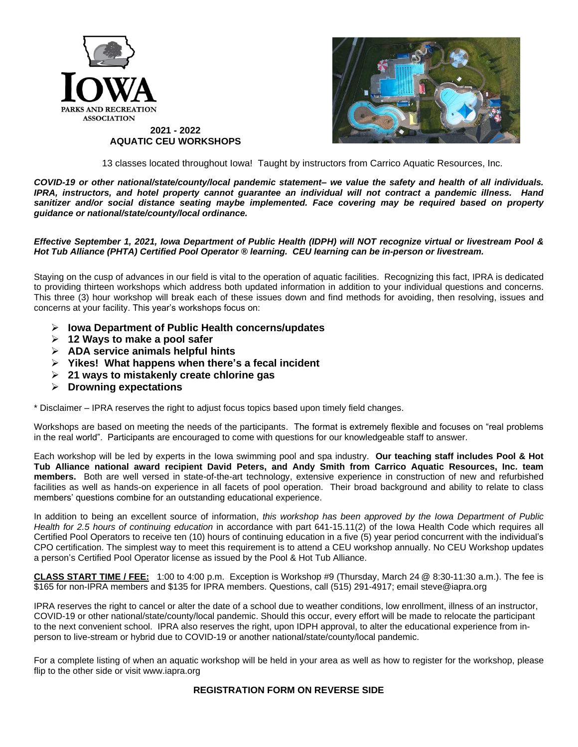IOWA PARKS AND RECREATION ASSOCIATION

# 2021 - 2022 AQUATIC CEU WORKSHOPS

13 classes located throughout Iowa! Taught by instructors from Carrico Aquatic Resources, Inc.

***COVID-19 or other national/state/county/local pandemic statement– we value the safety and health of all individuals. IPRA, instructors, and hotel property cannot guarantee an individual will not contract a pandemic illness. Hand sanitizer and/or social distance seating maybe implemented. Face covering may be required based on property guidance or national/state/county/local ordinance.***

***Effective September 1, 2021, Iowa Department of Public Health (IDPH) will NOT recognize virtual or livestream Pool & Hot Tub Alliance (PHTA) Certified Pool Operator ® learning. CEU learning can be in-person or livestream.***

Staying on the cusp of advances in our field is vital to the operation of aquatic facilities. Recognizing this fact, IPRA is dedicated to providing thirteen workshops which address both updated information in addition to your individual questions and concerns. This three (3) hour workshop will break each of these issues down and find methods for avoiding, then resolving, issues and concerns at your facility. This year's workshops focus on:

- **Iowa Department of Public Health concerns/updates**
- **12 Ways to make a pool safer**
- **ADA service animals helpful hints**
- **Yikes! What happens when there's a fecal incident**
- **21 ways to mistakenly create chlorine gas**
- **Drowning expectations**

* Disclaimer – IPRA reserves the right to adjust focus topics based upon timely field changes.

Workshops are based on meeting the needs of the participants. The format is extremely flexible and focuses on "real problems in the real world". Participants are encouraged to come with questions for our knowledgeable staff to answer.

Each workshop will be led by experts in the Iowa swimming pool and spa industry. **Our teaching staff includes Pool & Hot Tub Alliance national award recipient David Peters, and Andy Smith from Carrico Aquatic Resources, Inc. team members.** Both are well versed in state-of-the-art technology, extensive experience in construction of new and refurbished facilities as well as hands-on experience in all facets of pool operation. Their broad background and ability to relate to class members' questions combine for an outstanding educational experience.

In addition to being an excellent source of information, *this workshop has been approved by the Iowa Department of Public Health for 2.5 hours of continuing education* in accordance with part 641-15.11(2) of the Iowa Health Code which requires all Certified Pool Operators to receive ten (10) hours of continuing education in a five (5) year period concurrent with the individual's CPO certification. The simplest way to meet this requirement is to attend a CEU workshop annually. No CEU Workshop updates a person's Certified Pool Operator license as issued by the Pool & Hot Tub Alliance.

**CLASS START TIME / FEE:** 1:00 to 4:00 p.m. Exception is Workshop #9 (Thursday, March 24 @ 8:30-11:30 a.m.). The fee is $165 for non-IPRA members and $135 for IPRA members. Questions, call (515) 291-4917; email steve@iapra.org

IPRA reserves the right to cancel or alter the date of a school due to weather conditions, low enrollment, illness of an instructor, COVID-19 or other national/state/county/local pandemic. Should this occur, every effort will be made to relocate the participant to the next convenient school. IPRA also reserves the right, upon IDPH approval, to alter the educational experience from in-person to live-stream or hybrid due to COVID-19 or another national/state/county/local pandemic.

For a complete listing of when an aquatic workshop will be held in your area as well as how to register for the workshop, please flip to the other side or visit www.iapra.org

**REGISTRATION FORM ON REVERSE SIDE**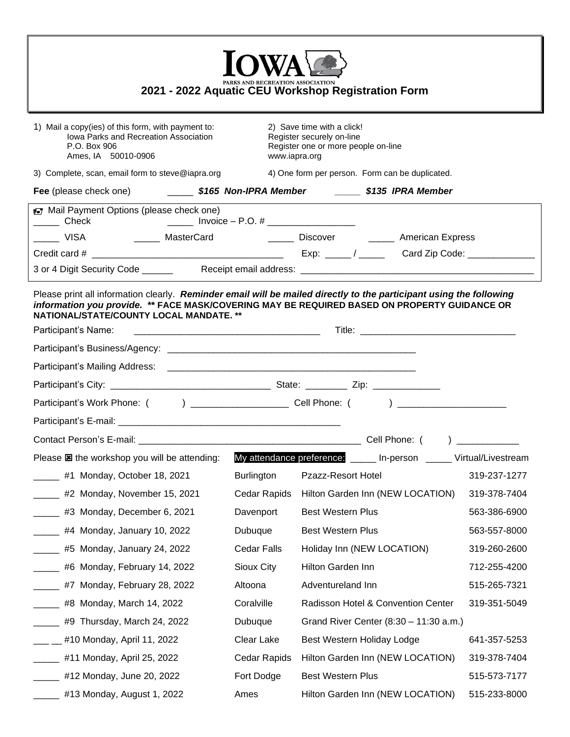# IOWA PARKS AND RECREATION ASSOCIATION

## 2021 - 2022 Aquatic CEU Workshop Registration Form

1) Mail a copy(ies) of this form, with payment to:
Iowa Parks and Recreation Association
P.O. Box 906
Ames, IA 50010-0906

2) Save time with a click!
Register securely on-line
Register one or more people on-line
www.iapra.org

3) Complete, scan, email form to steve@iapra.org

4) One form per person. Form can be duplicated.

**Fee** (please check one) _____ ***$165 Non-IPRA Member*** _____ ***$135 IPRA Member***

Mail Payment Options (please check one)
_____ Check _____ Invoice – P.O. # _________________
_____ VISA _____ MasterCard _____ Discover _____ American Express
Credit card # ____________________________________ Exp: _____ / _____ Card Zip Code: _____________
3 or 4 Digit Security Code ______ Receipt email address: _____________________________________________

Please print all information clearly. ***Reminder email will be mailed directly to the participant using the following information you provide.*** **\*\* FACE MASK/COVERING MAY BE REQUIRED BASED ON PROPERTY GUIDANCE OR NATIONAL/STATE/COUNTY LOCAL MANDATE. \*\***

Participant's Name: ___________________________________ Title: ______________________________

Participant's Business/Agency: _________________________________________________

Participant's Mailing Address: _________________________________________________

Participant's City: ______________________________ State: ________ Zip: _____________

Participant's Work Phone: ( ) __________________ Cell Phone: ( ) ____________________

Participant's E-mail: __________________________________________

Contact Person's E-mail: ___________________________________________ Cell Phone: ( ) ___________

Please ☒ the workshop you will be attending: My attendance preference: _____ In-person _____ Virtual/Livestream

| | | | | |
|---|---|---|---|---|
| _____ | #1 Monday, October 18, 2021 | Burlington | Pzazz-Resort Hotel | 319-237-1277 |
| _____ | #2 Monday, November 15, 2021 | Cedar Rapids | Hilton Garden Inn (NEW LOCATION) | 319-378-7404 |
| _____ | #3 Monday, December 6, 2021 | Davenport | Best Western Plus | 563-386-6900 |
| _____ | #4 Monday, January 10, 2022 | Dubuque | Best Western Plus | 563-557-8000 |
| _____ | #5 Monday, January 24, 2022 | Cedar Falls | Holiday Inn (NEW LOCATION) | 319-260-2600 |
| _____ | #6 Monday, February 14, 2022 | Sioux City | Hilton Garden Inn | 712-255-4200 |
| _____ | #7 Monday, February 28, 2022 | Altoona | Adventureland Inn | 515-265-7321 |
| _____ | #8 Monday, March 14, 2022 | Coralville | Radisson Hotel & Convention Center | 319-351-5049 |
| _____ | #9 Thursday, March 24, 2022 | Dubuque | Grand River Center (8:30 – 11:30 a.m.) | |
| _____ | #10 Monday, April 11, 2022 | Clear Lake | Best Western Holiday Lodge | 641-357-5253 |
| _____ | #11 Monday, April 25, 2022 | Cedar Rapids | Hilton Garden Inn (NEW LOCATION) | 319-378-7404 |
| _____ | #12 Monday, June 20, 2022 | Fort Dodge | Best Western Plus | 515-573-7177 |
| _____ | #13 Monday, August 1, 2022 | Ames | Hilton Garden Inn (NEW LOCATION) | 515-233-8000 |